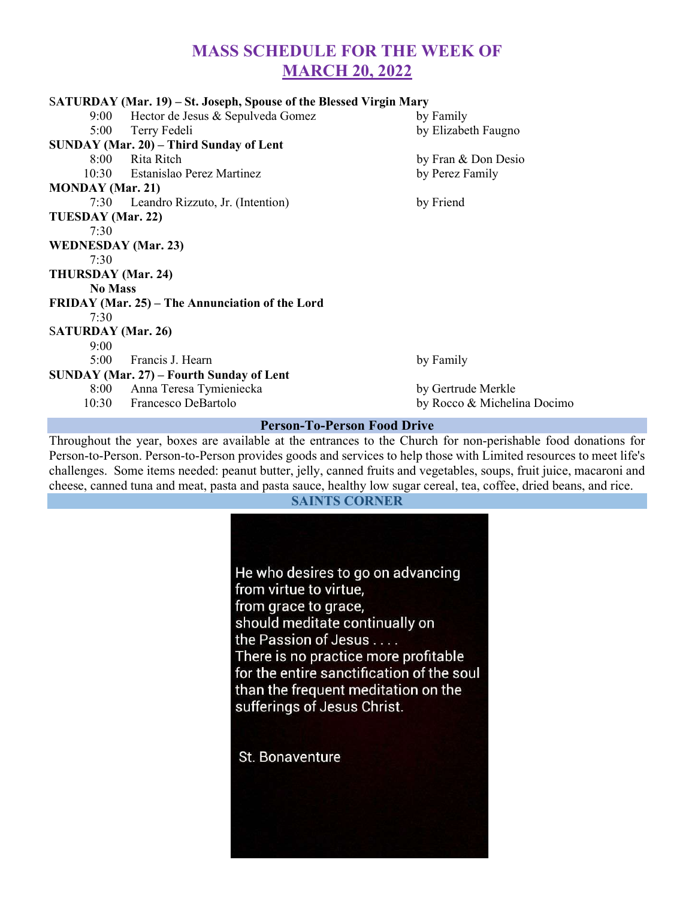# MASS SCHEDULE FOR THE WEEK OF MARCH 20, 2022

**SATURDAY (Mar. 19) – St. Joseph, Spouse of the Blessed Virgin Mary**

| | | |
|---|---|---|
| 9:00 | Hector de Jesus & Sepulveda Gomez | by Family |
| 5:00 | Terry Fedeli | by Elizabeth Faugno |

**SUNDAY (Mar. 20) – Third Sunday of Lent**

| | | |
|---|---|---|
| 8:00 | Rita Ritch | by Fran & Don Desio |
| 10:30 | Estanislao Perez Martinez | by Perez Family |

**MONDAY (Mar. 21)**

| | | |
|---|---|---|
| 7:30 | Leandro Rizzuto, Jr. (Intention) | by Friend |

**TUESDAY (Mar. 22)**

7:30

**WEDNESDAY (Mar. 23)**

7:30

**THURSDAY (Mar. 24)**

**No Mass**

**FRIDAY (Mar. 25) – The Annunciation of the Lord**

7:30

**SATURDAY (Mar. 26)**

| | | |
|---|---|---|
| 9:00 | | |
| 5:00 | Francis J. Hearn | by Family |

**SUNDAY (Mar. 27) – Fourth Sunday of Lent**

| | | |
|---|---|---|
| 8:00 | Anna Teresa Tymieniecka | by Gertrude Merkle |
| 10:30 | Francesco DeBartolo | by Rocco & Michelina Docimo |

## Person-To-Person Food Drive

Throughout the year, boxes are available at the entrances to the Church for non-perishable food donations for Person-to-Person. Person-to-Person provides goods and services to help those with Limited resources to meet life's challenges. Some items needed: peanut butter, jelly, canned fruits and vegetables, soups, fruit juice, macaroni and cheese, canned tuna and meat, pasta and pasta sauce, healthy low sugar cereal, tea, coffee, dried beans, and rice.

## SAINTS CORNER

He who desires to go on advancing
from virtue to virtue,
from grace to grace,
should meditate continually on
the Passion of Jesus . . . .
There is no practice more profitable
for the entire sanctification of the soul
than the frequent meditation on the
sufferings of Jesus Christ.

St. Bonaventure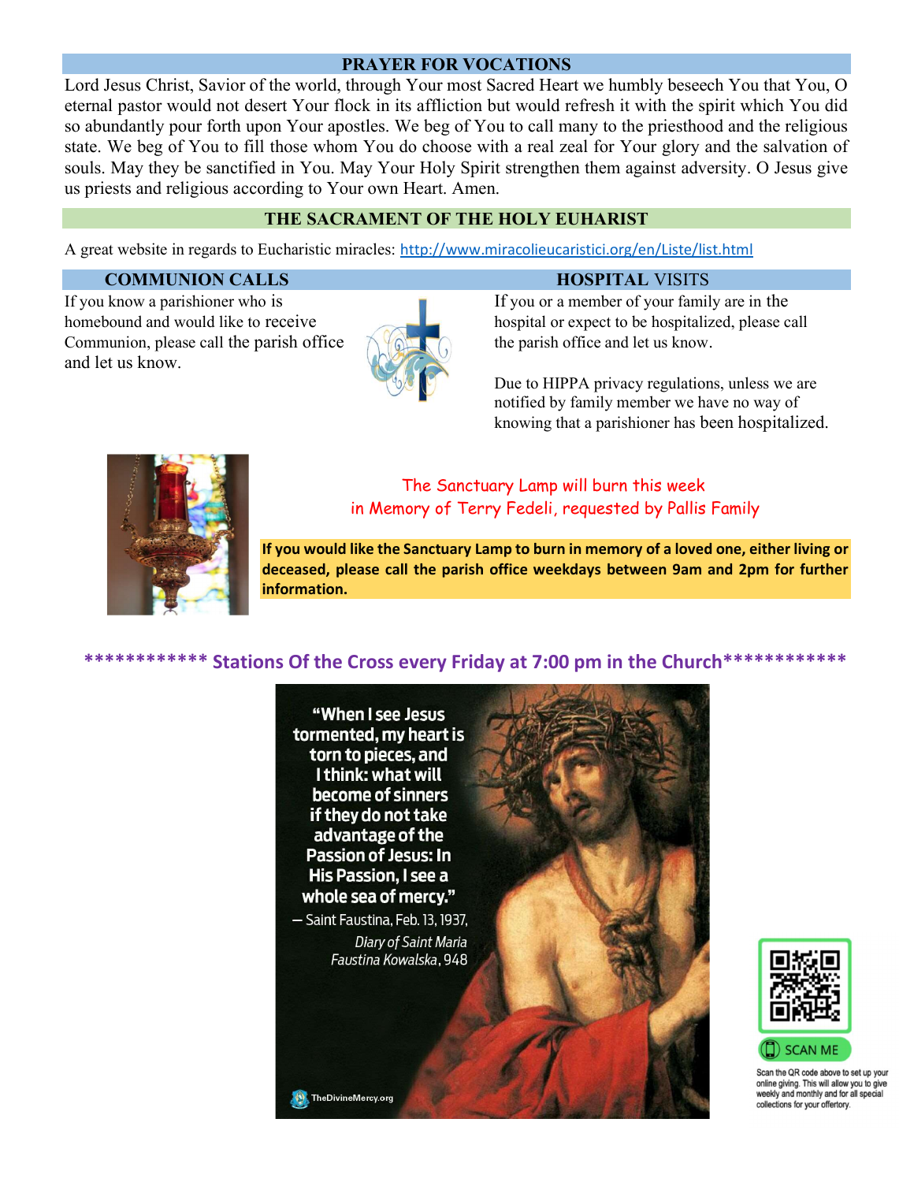## PRAYER FOR VOCATIONS

Lord Jesus Christ, Savior of the world, through Your most Sacred Heart we humbly beseech You that You, O eternal pastor would not desert Your flock in its affliction but would refresh it with the spirit which You did so abundantly pour forth upon Your apostles. We beg of You to call many to the priesthood and the religious state. We beg of You to fill those whom You do choose with a real zeal for Your glory and the salvation of souls. May they be sanctified in You. May Your Holy Spirit strengthen them against adversity. O Jesus give us priests and religious according to Your own Heart. Amen.

## THE SACRAMENT OF THE HOLY EUHARIST

A great website in regards to Eucharistic miracles: http://www.miracolieucaristici.org/en/Liste/list.html

## COMMUNION CALLS

If you know a parishioner who is homebound and would like to receive Communion, please call the parish office and let us know.

## HOSPITAL VISITS

If you or a member of your family are in the hospital or expect to be hospitalized, please call the parish office and let us know.

Due to HIPPA privacy regulations, unless we are notified by family member we have no way of knowing that a parishioner has been hospitalized.

The Sanctuary Lamp will burn this week
in Memory of Terry Fedeli, requested by Pallis Family

**If you would like the Sanctuary Lamp to burn in memory of a loved one, either living or deceased, please call the parish office weekdays between 9am and 2pm for further information.**

**************************** Stations Of the Cross every Friday at 7:00 pm in the Church****************************

"When I see Jesus tormented, my heart is torn to pieces, and I think: what will become of sinners if they do not take advantage of the Passion of Jesus: In His Passion, I see a whole sea of mercy."
— Saint Faustina, Feb. 13, 1937, *Diary of Saint Maria Faustina Kowalska*, 948

TheDivineMercy.org

SCAN ME

Scan the QR code above to set up your online giving. This will allow you to give weekly and monthly and for all special collections for your offertory.